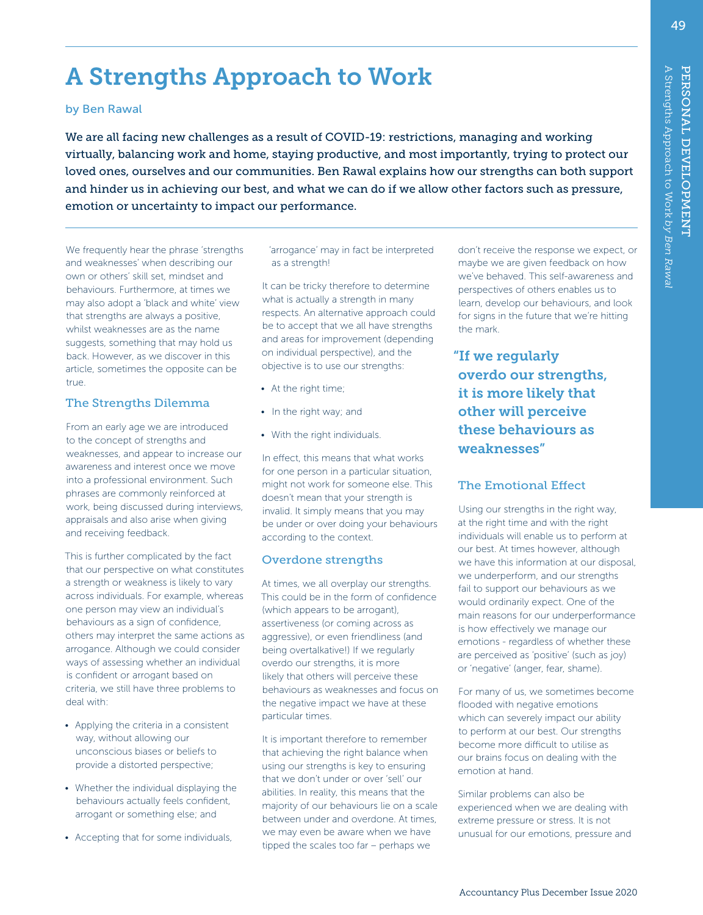# A Strengths Approach to Work

by Ben Rawal

**We are all facing new challenges as a result of COVID-19: restrictions, managing and working virtually, balancing work and home, staying productive, and most importantly, trying to protect our loved ones, ourselves and our communities. Ben Rawal explains how our strengths can both support and hinder us in achieving our best, and what we can do if we allow other factors such as pressure, emotion or uncertainty to impact our performance.**

We frequently hear the phrase 'strengths and weaknesses' when describing our own or others' skill set, mindset and behaviours. Furthermore, at times we may also adopt a 'black and white' view that strengths are always a positive, whilst weaknesses are as the name suggests, something that may hold us back. However, as we discover in this article, sometimes the opposite can be true.

## The Strengths Dilemma

From an early age we are introduced to the concept of strengths and weaknesses, and appear to increase our awareness and interest once we move into a professional environment. Such phrases are commonly reinforced at work, being discussed during interviews, appraisals and also arise when giving and receiving feedback.

This is further complicated by the fact that our perspective on what constitutes a strength or weakness is likely to vary across individuals. For example, whereas one person may view an individual's behaviours as a sign of confidence, others may interpret the same actions as arrogance. Although we could consider ways of assessing whether an individual is confident or arrogant based on criteria, we still have three problems to deal with:

- Applying the criteria in a consistent way, without allowing our unconscious biases or beliefs to provide a distorted perspective;
- Whether the individual displaying the behaviours actually feels confident, arrogant or something else; and
- Accepting that for some individuals, 'arrogance' may in fact be interpreted as a strength!

It can be tricky therefore to determine what is actually a strength in many respects. An alternative approach could be to accept that we all have strengths and areas for improvement (depending on individual perspective), and the objective is to use our strengths:

- At the right time;
- In the right way; and
- With the right individuals.

In effect, this means that what works for one person in a particular situation, might not work for someone else. This doesn't mean that your strength is invalid. It simply means that you may be under or over doing your behaviours according to the context.

## Overdone strengths

At times, we all overplay our strengths. This could be in the form of confidence (which appears to be arrogant), assertiveness (or coming across as aggressive), or even friendliness (and being overtalkative!) If we regularly overdo our strengths, it is more likely that others will perceive these behaviours as weaknesses and focus on the negative impact we have at these particular times.

It is important therefore to remember that achieving the right balance when using our strengths is key to ensuring that we don't under or over 'sell' our abilities. In reality, this means that the majority of our behaviours lie on a scale between under and overdone. At times, we may even be aware when we have tipped the scales too far – perhaps we don't receive the response we expect, or maybe we are given feedback on how we've behaved. This self-awareness and perspectives of others enables us to learn, develop our behaviours, and look for signs in the future that we're hitting the mark.

> **"If we regularly overdo our strengths, it is more likely that other will perceive these behaviours as weaknesses"**

## The Emotional Effect

Using our strengths in the right way, at the right time and with the right individuals will enable us to perform at our best. At times however, although we have this information at our disposal, we underperform, and our strengths fail to support our behaviours as we would ordinarily expect. One of the main reasons for our underperformance is how effectively we manage our emotions - regardless of whether these are perceived as 'positive' (such as joy) or 'negative' (anger, fear, shame).

For many of us, we sometimes become flooded with negative emotions which can severely impact our ability to perform at our best. Our strengths become more difficult to utilise as our brains focus on dealing with the emotion at hand.

Similar problems can also be experienced when we are dealing with extreme pressure or stress. It is not unusual for our emotions, pressure and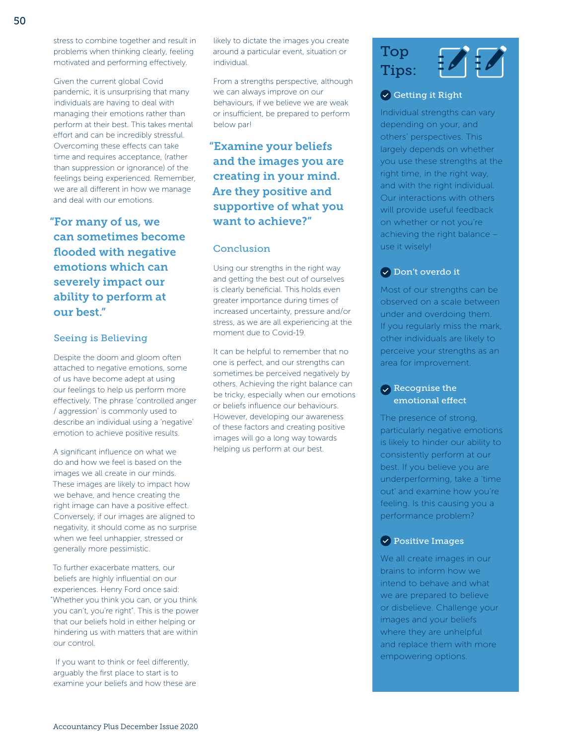stress to combine together and result in problems when thinking clearly, feeling motivated and performing effectively.

Given the current global Covid pandemic, it is unsurprising that many individuals are having to deal with managing their emotions rather than perform at their best. This takes mental effort and can be incredibly stressful. Overcoming these effects can take time and requires acceptance, (rather than suppression or ignorance) of the feelings being experienced. Remember, we are all different in how we manage and deal with our emotions.

> **"For many of us, we can sometimes become flooded with negative emotions which can severely impact our ability to perform at our best."**

## Seeing is Believing

Despite the doom and gloom often attached to negative emotions, some of us have become adept at using our feelings to help us perform more effectively. The phrase 'controlled anger / aggression' is commonly used to describe an individual using a 'negative' emotion to achieve positive results.

A significant influence on what we do and how we feel is based on the images we all create in our minds. These images are likely to impact how we behave, and hence creating the right image can have a positive effect. Conversely, if our images are aligned to negativity, it should come as no surprise when we feel unhappier, stressed or generally more pessimistic.

To further exacerbate matters, our beliefs are highly influential on our experiences. Henry Ford once said: "Whether you think you can, or you think you can't, you're right". This is the power that our beliefs hold in either helping or hindering us with matters that are within our control.

If you want to think or feel differently, arguably the first place to start is to examine your beliefs and how these are likely to dictate the images you create around a particular event, situation or individual.

From a strengths perspective, although we can always improve on our behaviours, if we believe we are weak or insufficient, be prepared to perform below par!

> **"Examine your beliefs and the images you are creating in your mind. Are they positive and supportive of what you want to achieve?"**

## Conclusion

Using our strengths in the right way and getting the best out of ourselves is clearly beneficial. This holds even greater importance during times of increased uncertainty, pressure and/or stress, as we are all experiencing at the moment due to Covid-19.

It can be helpful to remember that no one is perfect, and our strengths can sometimes be perceived negatively by others. Achieving the right balance can be tricky, especially when our emotions or beliefs influence our behaviours. However, developing our awareness of these factors and creating positive images will go a long way towards helping us perform at our best.

## Top Tips:

### Getting it Right

Individual strengths can vary depending on your, and others' perspectives. This largely depends on whether you use these strengths at the right time, in the right way, and with the right individual. Our interactions with others will provide useful feedback on whether or not you're achieving the right balance – use it wisely!

### Don't overdo it

Most of our strengths can be observed on a scale between under and overdoing them. If you regularly miss the mark, other individuals are likely to perceive your strengths as an area for improvement.

### Recognise the emotional effect

The presence of strong, particularly negative emotions is likely to hinder our ability to consistently perform at our best. If you believe you are underperforming, take a 'time out' and examine how you're feeling. Is this causing you a performance problem?

### Positive Images

We all create images in our brains to inform how we intend to behave and what we are prepared to believe or disbelieve. Challenge your images and your beliefs where they are unhelpful and replace them with more empowering options.